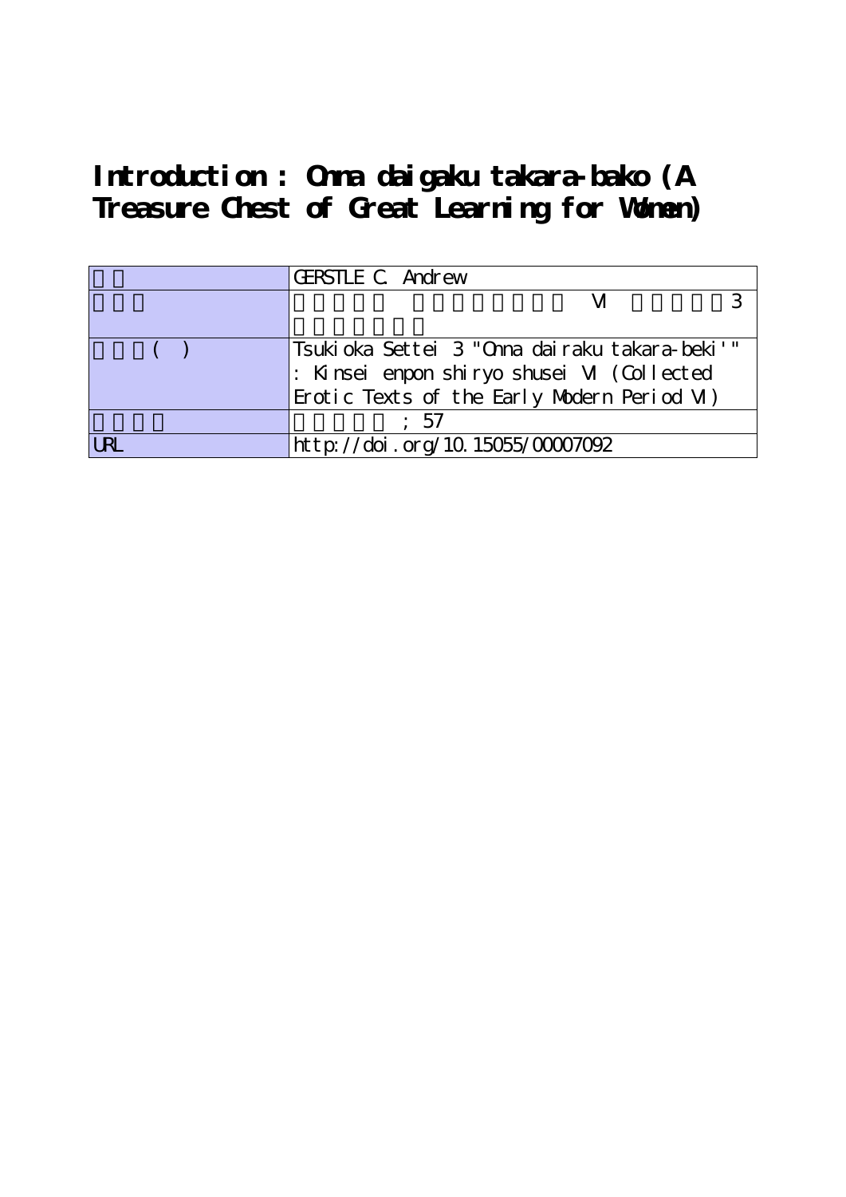# Introduction : Onna daigaku takara-bako (A Treasure Chest of Great Learning for Women)

| | |
|---|---|
| | GERSTLE C. Andrew |
| | VI 3 |
| ( ) | Tsukioka Settei 3 "Onna dairaku takara-beki'" : Kinsei enpon shiryo shusei VI (Collected Erotic Texts of the Early Modern Period VI) |
| | ; 57 |
| URL | http://doi.org/10.15055/00007092 |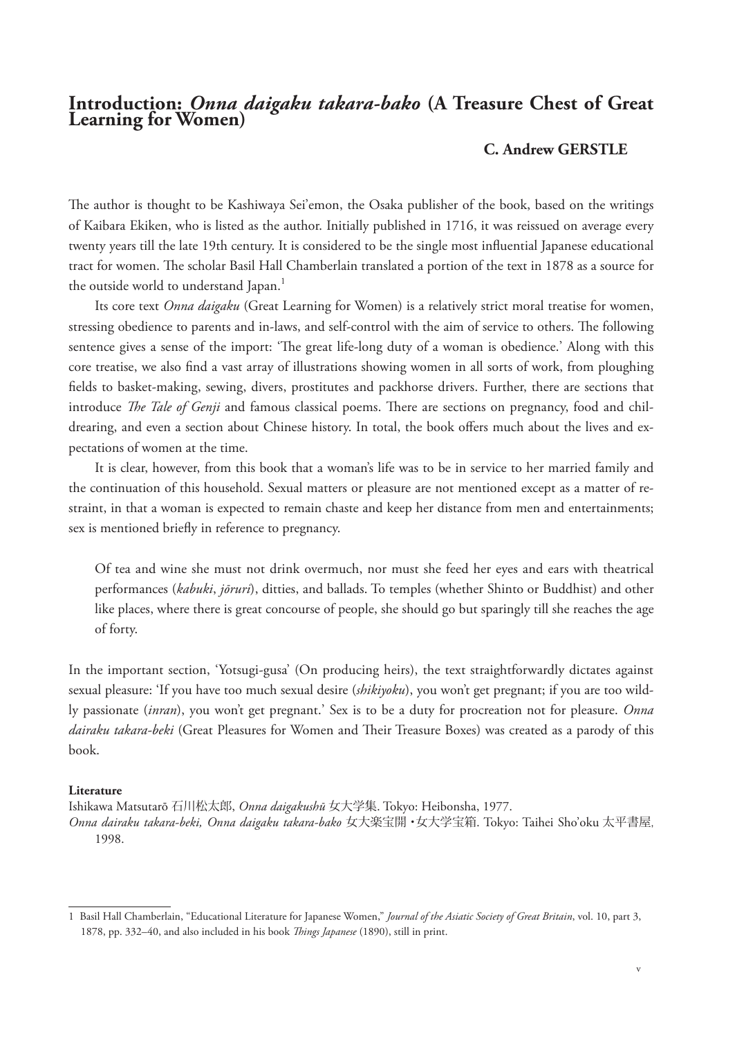# Introduction: *Onna daigaku takara-bako* (A Treasure Chest of Great Learning for Women)

**C. Andrew GERSTLE**

The author is thought to be Kashiwaya Sei'emon, the Osaka publisher of the book, based on the writings of Kaibara Ekiken, who is listed as the author. Initially published in 1716, it was reissued on average every twenty years till the late 19th century. It is considered to be the single most influential Japanese educational tract for women. The scholar Basil Hall Chamberlain translated a portion of the text in 1878 as a source for the outside world to understand Japan.[1]

Its core text *Onna daigaku* (Great Learning for Women) is a relatively strict moral treatise for women, stressing obedience to parents and in-laws, and self-control with the aim of service to others. The following sentence gives a sense of the import: 'The great life-long duty of a woman is obedience.' Along with this core treatise, we also find a vast array of illustrations showing women in all sorts of work, from ploughing fields to basket-making, sewing, divers, prostitutes and packhorse drivers. Further, there are sections that introduce *The Tale of Genji* and famous classical poems. There are sections on pregnancy, food and child-rearing, and even a section about Chinese history. In total, the book offers much about the lives and expectations of women at the time.

It is clear, however, from this book that a woman's life was to be in service to her married family and the continuation of this household. Sexual matters or pleasure are not mentioned except as a matter of restraint, in that a woman is expected to remain chaste and keep her distance from men and entertainments; sex is mentioned briefly in reference to pregnancy.

> Of tea and wine she must not drink overmuch, nor must she feed her eyes and ears with theatrical performances (*kabuki*, *jōruri*), ditties, and ballads. To temples (whether Shinto or Buddhist) and other like places, where there is great concourse of people, she should go but sparingly till she reaches the age of forty.

In the important section, 'Yotsugi-gusa' (On producing heirs), the text straightforwardly dictates against sexual pleasure: 'If you have too much sexual desire (*shikiyoku*), you won't get pregnant; if you are too wildly passionate (*inran*), you won't get pregnant.' Sex is to be a duty for procreation not for pleasure. *Onna dairaku takara-beki* (Great Pleasures for Women and Their Treasure Boxes) was created as a parody of this book.

**Literature**

Ishikawa Matsutarō 石川松太郎, *Onna daigakushū* 女大学集. Tokyo: Heibonsha, 1977.

*Onna dairaku takara-beki, Onna daigaku takara-bako* 女大楽宝開・女大学宝箱. Tokyo: Taihei Sho'oku 太平書屋, 1998.

---

1 Basil Hall Chamberlain, "Educational Literature for Japanese Women," *Journal of the Asiatic Society of Great Britain*, vol. 10, part 3, 1878, pp. 332–40, and also included in his book *Things Japanese* (1890), still in print.